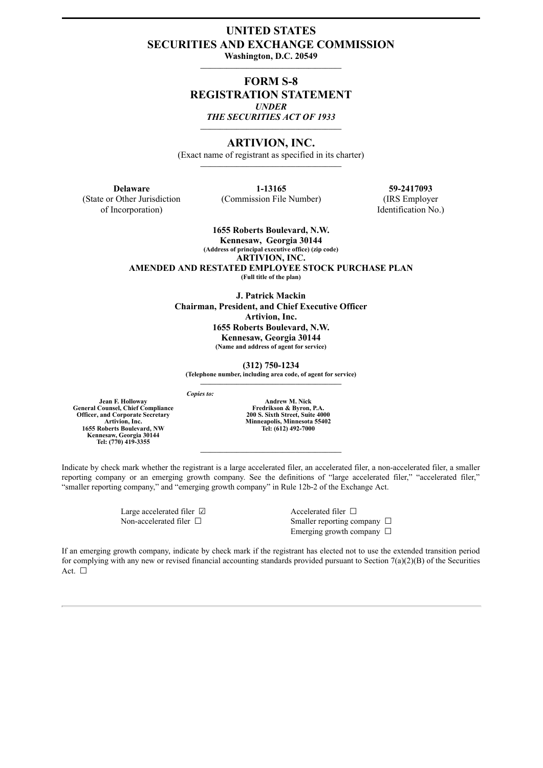# UNITED STATES
# SECURITIES AND EXCHANGE COMMISSION

**Washington, D.C. 20549**

---

## FORM S-8
## REGISTRATION STATEMENT
***UNDER***
***THE SECURITIES ACT OF 1933***

---

## ARTIVION, INC.

(Exact name of registrant as specified in its charter)

---

| **Delaware** | **1-13165** | **59-2417093** |
|---|---|---|
| (State or Other Jurisdiction of Incorporation) | (Commission File Number) | (IRS Employer Identification No.) |

**1655 Roberts Boulevard, N.W.**
**Kennesaw, Georgia 30144**
**(Address of principal executive office) (zip code)**

**ARTIVION, INC.**
**AMENDED AND RESTATED EMPLOYEE STOCK PURCHASE PLAN**
**(Full title of the plan)**

**J. Patrick Mackin**
**Chairman, President, and Chief Executive Officer**
**Artivion, Inc.**
**1655 Roberts Boulevard, N.W.**
**Kennesaw, Georgia 30144**
**(Name and address of agent for service)**

**(312) 750-1234**
**(Telephone number, including area code, of agent for service)**

---

***Copies to:***

| | |
|---|---|
| **Jean F. Holloway**<br>**General Counsel, Chief Compliance Officer, and Corporate Secretary**<br>**Artivion, Inc.**<br>**1655 Roberts Boulevard, NW**<br>**Kennesaw, Georgia 30144**<br>**Tel: (770) 419-3355** | **Andrew M. Nick**<br>**Fredrikson & Byron, P.A.**<br>**200 S. Sixth Street, Suite 4000**<br>**Minneapolis, Minnesota 55402**<br>**Tel: (612) 492-7000** |

---

Indicate by check mark whether the registrant is a large accelerated filer, an accelerated filer, a non-accelerated filer, a smaller reporting company or an emerging growth company. See the definitions of "large accelerated filer," "accelerated filer," "smaller reporting company," and "emerging growth company" in Rule 12b-2 of the Exchange Act.

| | |
|---|---|
| Large accelerated filer ☑ | Accelerated filer ☐ |
| Non-accelerated filer ☐ | Smaller reporting company ☐ |
| | Emerging growth company ☐ |

If an emerging growth company, indicate by check mark if the registrant has elected not to use the extended transition period for complying with any new or revised financial accounting standards provided pursuant to Section 7(a)(2)(B) of the Securities Act. ☐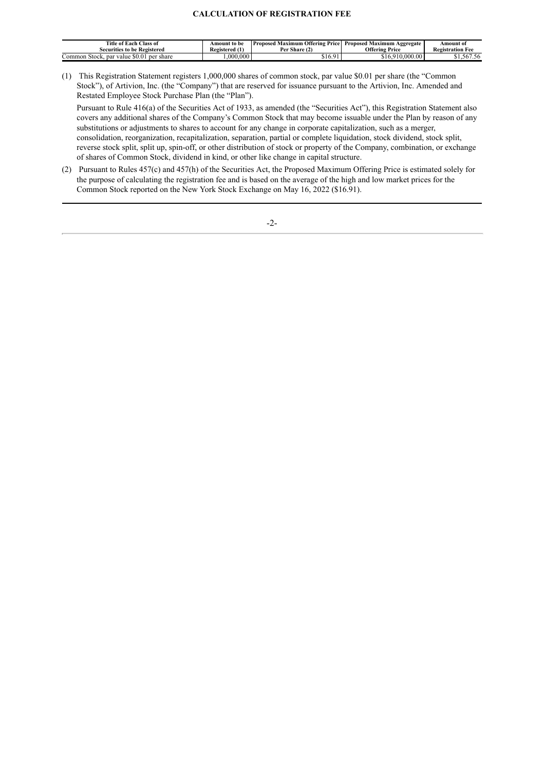**CALCULATION OF REGISTRATION FEE**

| Title of Each Class of Securities to be Registered | Amount to be Registered (1) | Proposed Maximum Offering Price Per Share (2) | Proposed Maximum Aggregate Offering Price | Amount of Registration Fee |
|---|---|---|---|---|
| Common Stock, par value $0.01 per share | 1,000,000 | $16.91 | $16,910,000.00 | $1,567.56 |

(1) This Registration Statement registers 1,000,000 shares of common stock, par value $0.01 per share (the "Common Stock"), of Artivion, Inc. (the "Company") that are reserved for issuance pursuant to the Artivion, Inc. Amended and Restated Employee Stock Purchase Plan (the "Plan").

Pursuant to Rule 416(a) of the Securities Act of 1933, as amended (the "Securities Act"), this Registration Statement also covers any additional shares of the Company's Common Stock that may become issuable under the Plan by reason of any substitutions or adjustments to shares to account for any change in corporate capitalization, such as a merger, consolidation, reorganization, recapitalization, separation, partial or complete liquidation, stock dividend, stock split, reverse stock split, split up, spin-off, or other distribution of stock or property of the Company, combination, or exchange of shares of Common Stock, dividend in kind, or other like change in capital structure.

(2) Pursuant to Rules 457(c) and 457(h) of the Securities Act, the Proposed Maximum Offering Price is estimated solely for the purpose of calculating the registration fee and is based on the average of the high and low market prices for the Common Stock reported on the New York Stock Exchange on May 16, 2022 ($16.91).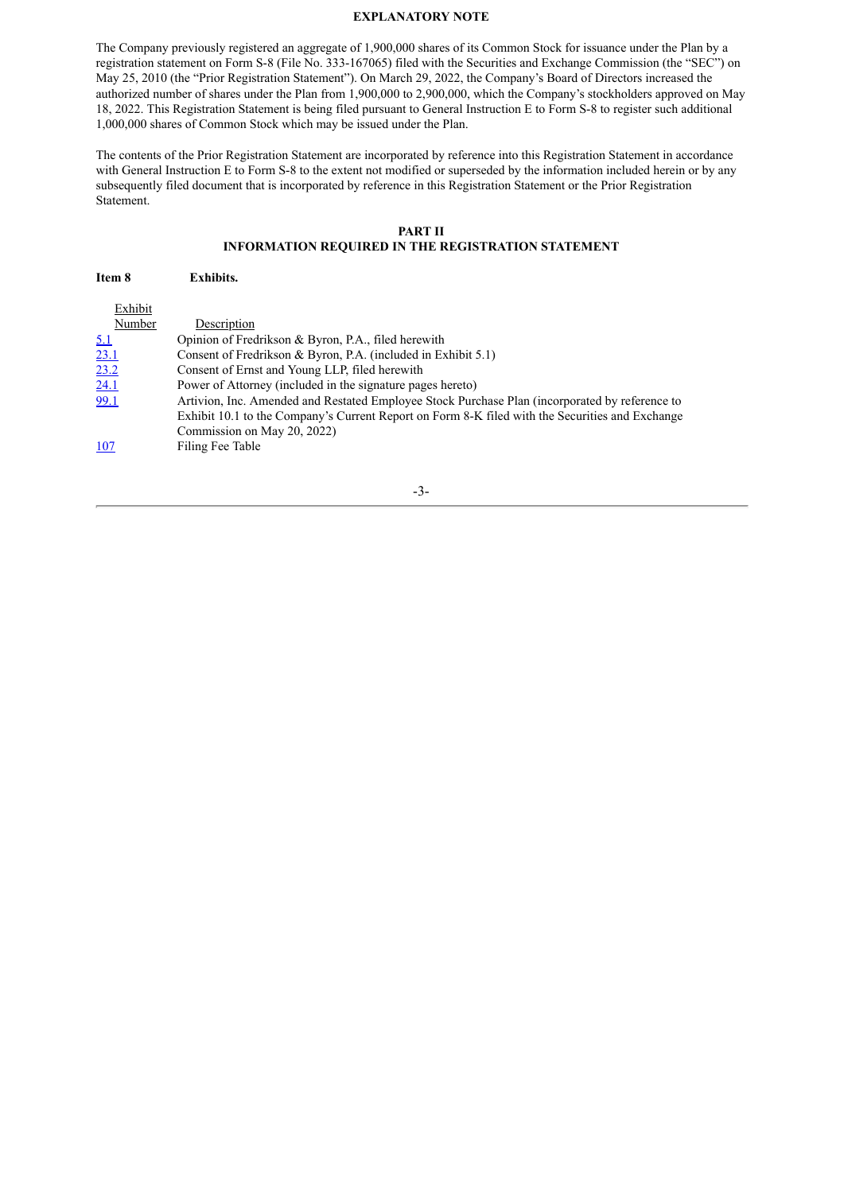## EXPLANATORY NOTE

The Company previously registered an aggregate of 1,900,000 shares of its Common Stock for issuance under the Plan by a registration statement on Form S-8 (File No. 333-167065) filed with the Securities and Exchange Commission (the "SEC") on May 25, 2010 (the "Prior Registration Statement"). On March 29, 2022, the Company's Board of Directors increased the authorized number of shares under the Plan from 1,900,000 to 2,900,000, which the Company's stockholders approved on May 18, 2022. This Registration Statement is being filed pursuant to General Instruction E to Form S-8 to register such additional 1,000,000 shares of Common Stock which may be issued under the Plan.

The contents of the Prior Registration Statement are incorporated by reference into this Registration Statement in accordance with General Instruction E to Form S-8 to the extent not modified or superseded by the information included herein or by any subsequently filed document that is incorporated by reference in this Registration Statement or the Prior Registration Statement.

## PART II
## INFORMATION REQUIRED IN THE REGISTRATION STATEMENT

**Item 8 Exhibits.**

| Exhibit Number | Description |
|---|---|
| 5.1 | Opinion of Fredrikson & Byron, P.A., filed herewith |
| 23.1 | Consent of Fredrikson & Byron, P.A. (included in Exhibit 5.1) |
| 23.2 | Consent of Ernst and Young LLP, filed herewith |
| 24.1 | Power of Attorney (included in the signature pages hereto) |
| 99.1 | Artivion, Inc. Amended and Restated Employee Stock Purchase Plan (incorporated by reference to Exhibit 10.1 to the Company's Current Report on Form 8-K filed with the Securities and Exchange Commission on May 20, 2022) |
| 107 | Filing Fee Table |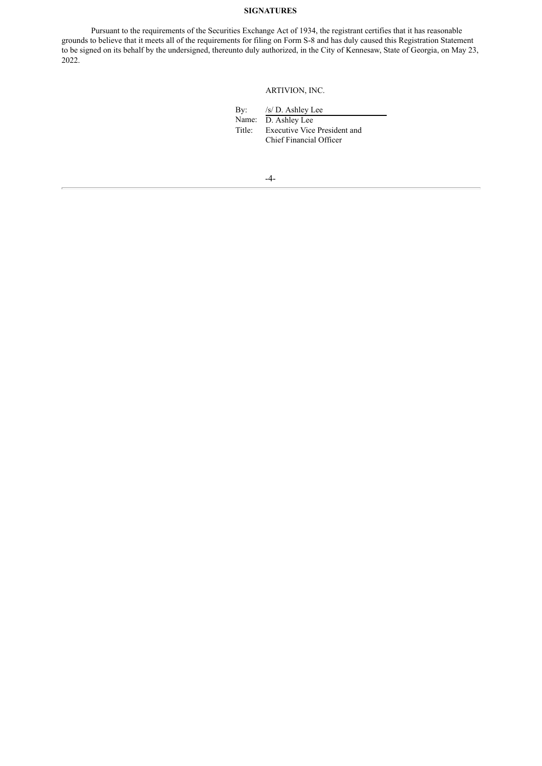**SIGNATURES**

Pursuant to the requirements of the Securities Exchange Act of 1934, the registrant certifies that it has reasonable grounds to believe that it meets all of the requirements for filing on Form S-8 and has duly caused this Registration Statement to be signed on its behalf by the undersigned, thereunto duly authorized, in the City of Kennesaw, State of Georgia, on May 23, 2022.

ARTIVION, INC.

By: /s/ D. Ashley Lee
Name: D. Ashley Lee
Title: Executive Vice President and Chief Financial Officer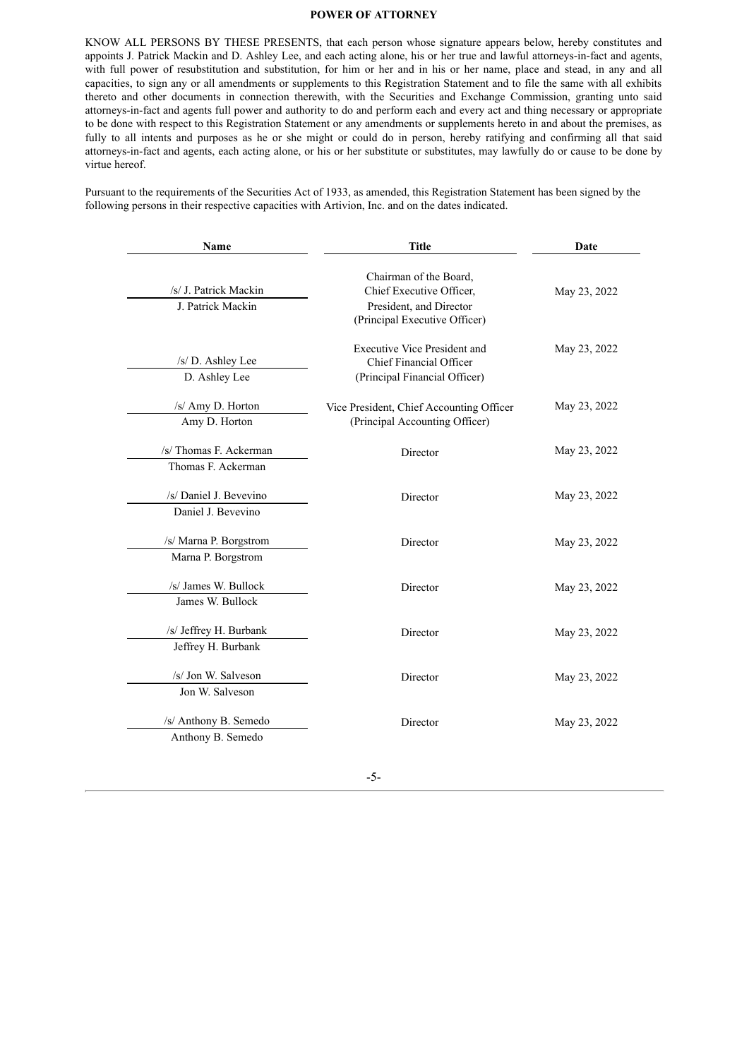**POWER OF ATTORNEY**

KNOW ALL PERSONS BY THESE PRESENTS, that each person whose signature appears below, hereby constitutes and appoints J. Patrick Mackin and D. Ashley Lee, and each acting alone, his or her true and lawful attorneys-in-fact and agents, with full power of resubstitution and substitution, for him or her and in his or her name, place and stead, in any and all capacities, to sign any or all amendments or supplements to this Registration Statement and to file the same with all exhibits thereto and other documents in connection therewith, with the Securities and Exchange Commission, granting unto said attorneys-in-fact and agents full power and authority to do and perform each and every act and thing necessary or appropriate to be done with respect to this Registration Statement or any amendments or supplements hereto in and about the premises, as fully to all intents and purposes as he or she might or could do in person, hereby ratifying and confirming all that said attorneys-in-fact and agents, each acting alone, or his or her substitute or substitutes, may lawfully do or cause to be done by virtue hereof.

Pursuant to the requirements of the Securities Act of 1933, as amended, this Registration Statement has been signed by the following persons in their respective capacities with Artivion, Inc. and on the dates indicated.

| Name | Title | Date |
|---|---|---|
| /s/ J. Patrick Mackin<br>J. Patrick Mackin | Chairman of the Board, Chief Executive Officer, President, and Director (Principal Executive Officer) | May 23, 2022 |
| /s/ D. Ashley Lee<br>D. Ashley Lee | Executive Vice President and Chief Financial Officer (Principal Financial Officer) | May 23, 2022 |
| /s/ Amy D. Horton<br>Amy D. Horton | Vice President, Chief Accounting Officer (Principal Accounting Officer) | May 23, 2022 |
| /s/ Thomas F. Ackerman<br>Thomas F. Ackerman | Director | May 23, 2022 |
| /s/ Daniel J. Bevevino<br>Daniel J. Bevevino | Director | May 23, 2022 |
| /s/ Marna P. Borgstrom<br>Marna P. Borgstrom | Director | May 23, 2022 |
| /s/ James W. Bullock<br>James W. Bullock | Director | May 23, 2022 |
| /s/ Jeffrey H. Burbank<br>Jeffrey H. Burbank | Director | May 23, 2022 |
| /s/ Jon W. Salveson<br>Jon W. Salveson | Director | May 23, 2022 |
| /s/ Anthony B. Semedo<br>Anthony B. Semedo | Director | May 23, 2022 |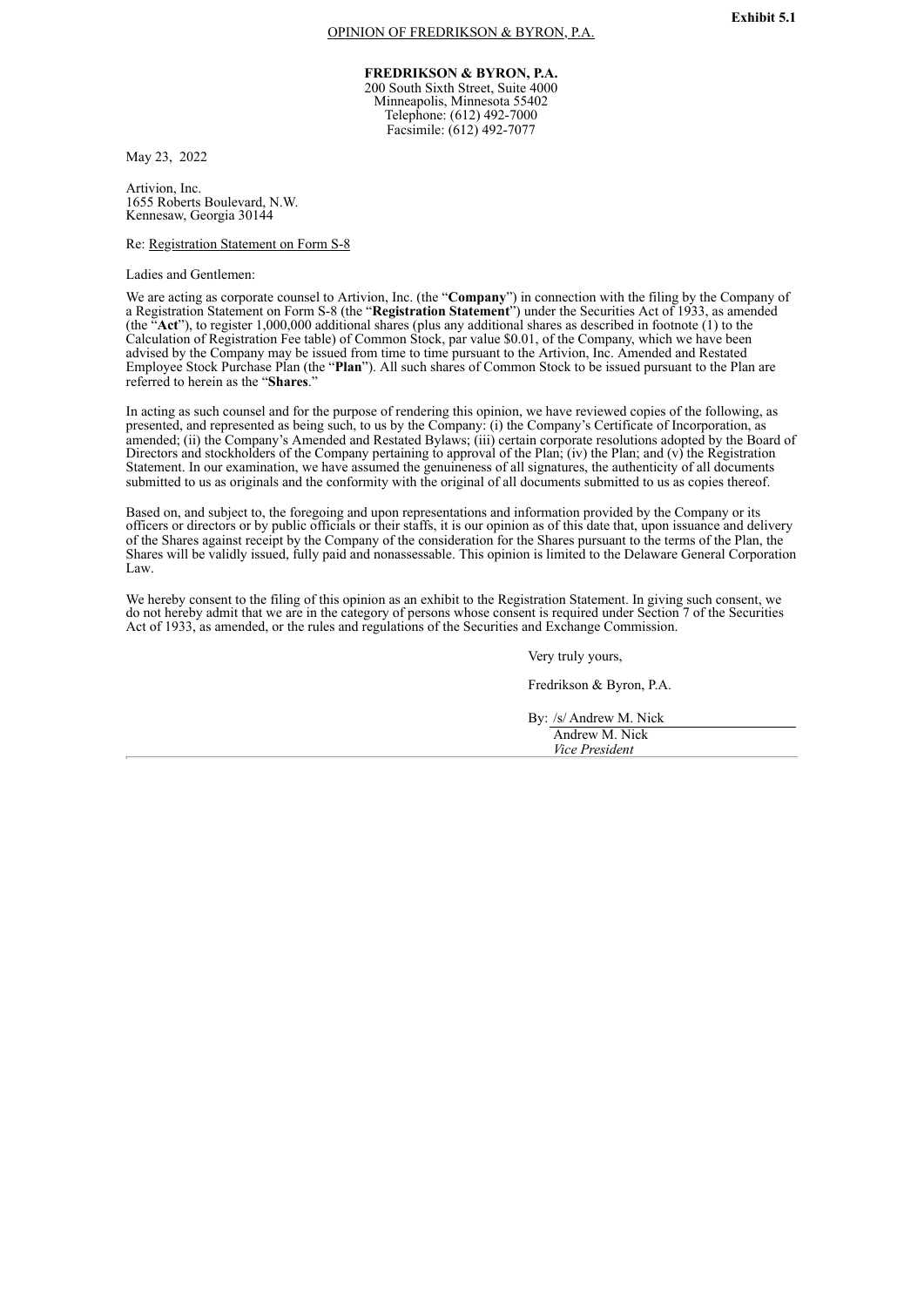**Exhibit 5.1**

OPINION OF FREDRIKSON & BYRON, P.A.

**FREDRIKSON & BYRON, P.A.**
200 South Sixth Street, Suite 4000
Minneapolis, Minnesota 55402
Telephone: (612) 492-7000
Facsimile: (612) 492-7077

May 23, 2022

Artivion, Inc.
1655 Roberts Boulevard, N.W.
Kennesaw, Georgia 30144

Re: Registration Statement on Form S-8

Ladies and Gentlemen:

We are acting as corporate counsel to Artivion, Inc. (the "**Company**") in connection with the filing by the Company of a Registration Statement on Form S-8 (the "**Registration Statement**") under the Securities Act of 1933, as amended (the "**Act**"), to register 1,000,000 additional shares (plus any additional shares as described in footnote (1) to the Calculation of Registration Fee table) of Common Stock, par value $0.01, of the Company, which we have been advised by the Company may be issued from time to time pursuant to the Artivion, Inc. Amended and Restated Employee Stock Purchase Plan (the "**Plan**"). All such shares of Common Stock to be issued pursuant to the Plan are referred to herein as the "**Shares**."

In acting as such counsel and for the purpose of rendering this opinion, we have reviewed copies of the following, as presented, and represented as being such, to us by the Company: (i) the Company's Certificate of Incorporation, as amended; (ii) the Company's Amended and Restated Bylaws; (iii) certain corporate resolutions adopted by the Board of Directors and stockholders of the Company pertaining to approval of the Plan; (iv) the Plan; and (v) the Registration Statement. In our examination, we have assumed the genuineness of all signatures, the authenticity of all documents submitted to us as originals and the conformity with the original of all documents submitted to us as copies thereof.

Based on, and subject to, the foregoing and upon representations and information provided by the Company or its officers or directors or by public officials or their staffs, it is our opinion as of this date that, upon issuance and delivery of the Shares against receipt by the Company of the consideration for the Shares pursuant to the terms of the Plan, the Shares will be validly issued, fully paid and nonassessable. This opinion is limited to the Delaware General Corporation Law.

We hereby consent to the filing of this opinion as an exhibit to the Registration Statement. In giving such consent, we do not hereby admit that we are in the category of persons whose consent is required under Section 7 of the Securities Act of 1933, as amended, or the rules and regulations of the Securities and Exchange Commission.

Very truly yours,

Fredrikson & Byron, P.A.

By: /s/ Andrew M. Nick
Andrew M. Nick
*Vice President*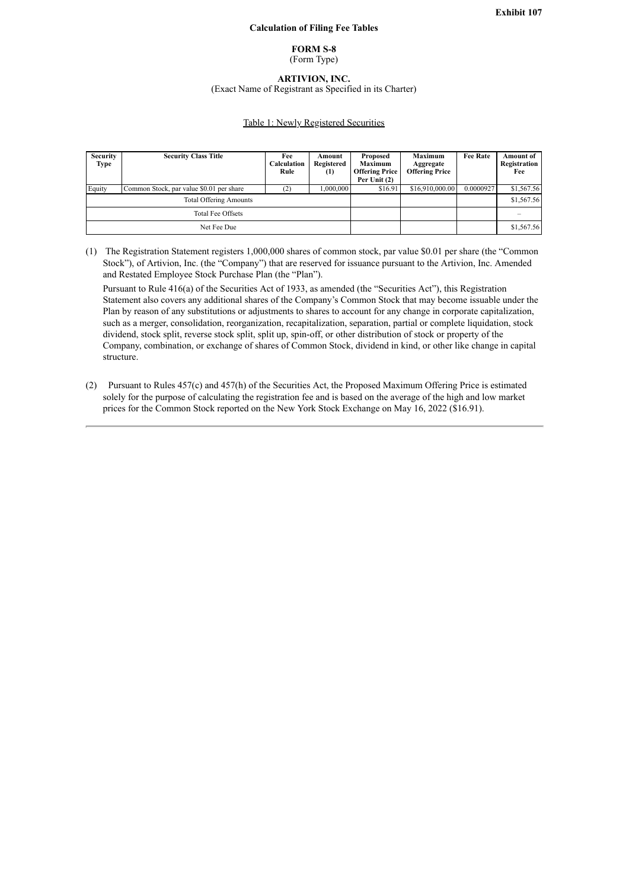**Exhibit 107**

**Calculation of Filing Fee Tables**

**FORM S-8**
(Form Type)

**ARTIVION, INC.**
(Exact Name of Registrant as Specified in its Charter)

Table 1: Newly Registered Securities

| Security Type | Security Class Title | Fee Calculation Rule | Amount Registered (1) | Proposed Maximum Offering Price Per Unit (2) | Maximum Aggregate Offering Price | Fee Rate | Amount of Registration Fee |
|---|---|---|---|---|---|---|---|
| Equity | Common Stock, par value $0.01 per share | (2) | 1,000,000 | $16.91 | $16,910,000.00 | 0.0000927 | $1,567.56 |
| Total Offering Amounts | | | | | | | $1,567.56 |
| Total Fee Offsets | | | | | | | – |
| Net Fee Due | | | | | | | $1,567.56 |

(1) The Registration Statement registers 1,000,000 shares of common stock, par value $0.01 per share (the "Common Stock"), of Artivion, Inc. (the "Company") that are reserved for issuance pursuant to the Artivion, Inc. Amended and Restated Employee Stock Purchase Plan (the "Plan").

Pursuant to Rule 416(a) of the Securities Act of 1933, as amended (the "Securities Act"), this Registration Statement also covers any additional shares of the Company's Common Stock that may become issuable under the Plan by reason of any substitutions or adjustments to shares to account for any change in corporate capitalization, such as a merger, consolidation, reorganization, recapitalization, separation, partial or complete liquidation, stock dividend, stock split, reverse stock split, split up, spin-off, or other distribution of stock or property of the Company, combination, or exchange of shares of Common Stock, dividend in kind, or other like change in capital structure.

(2) Pursuant to Rules 457(c) and 457(h) of the Securities Act, the Proposed Maximum Offering Price is estimated solely for the purpose of calculating the registration fee and is based on the average of the high and low market prices for the Common Stock reported on the New York Stock Exchange on May 16, 2022 ($16.91).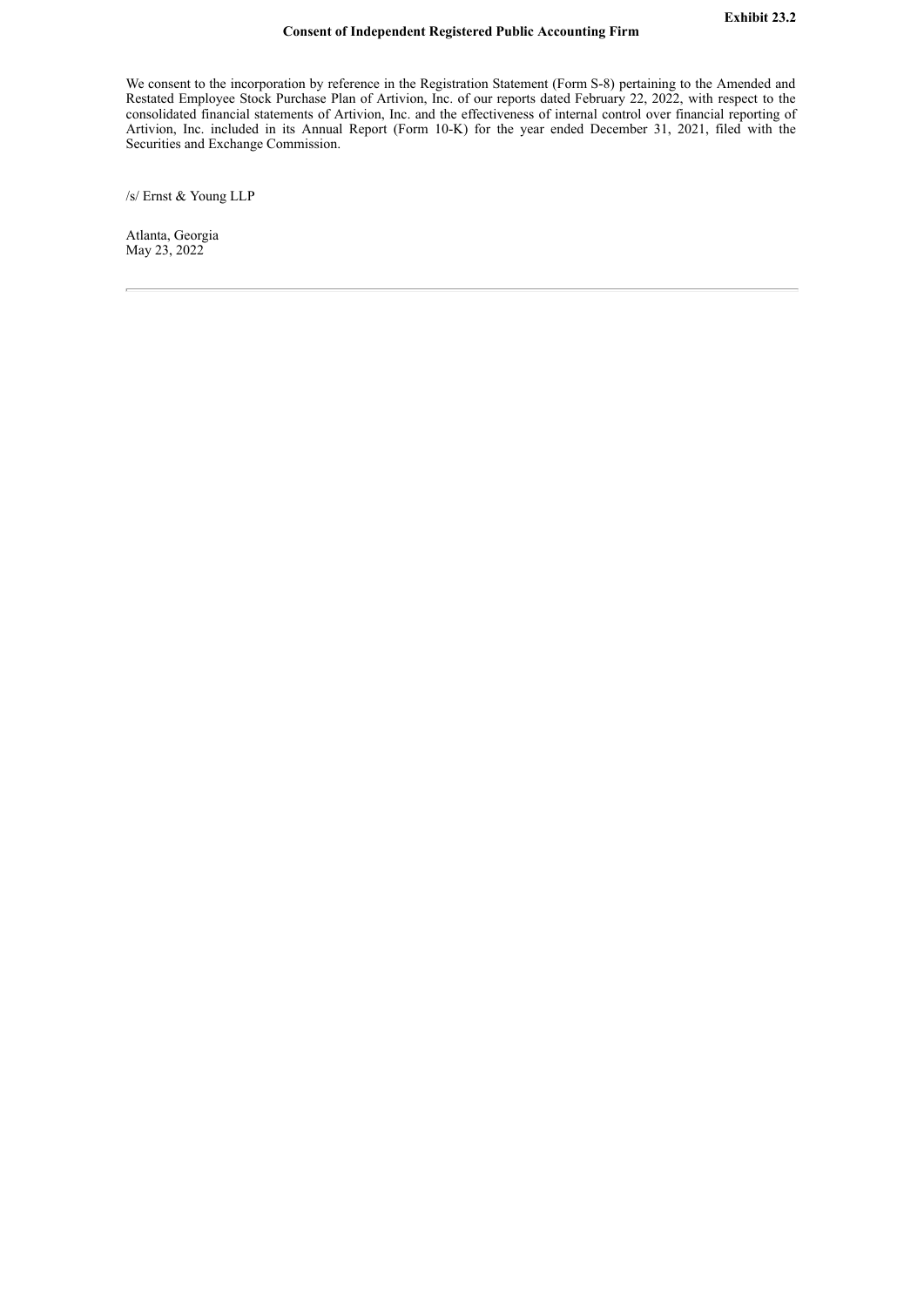**Exhibit 23.2**

**Consent of Independent Registered Public Accounting Firm**

We consent to the incorporation by reference in the Registration Statement (Form S-8) pertaining to the Amended and Restated Employee Stock Purchase Plan of Artivion, Inc. of our reports dated February 22, 2022, with respect to the consolidated financial statements of Artivion, Inc. and the effectiveness of internal control over financial reporting of Artivion, Inc. included in its Annual Report (Form 10-K) for the year ended December 31, 2021, filed with the Securities and Exchange Commission.

/s/ Ernst & Young LLP

Atlanta, Georgia
May 23, 2022